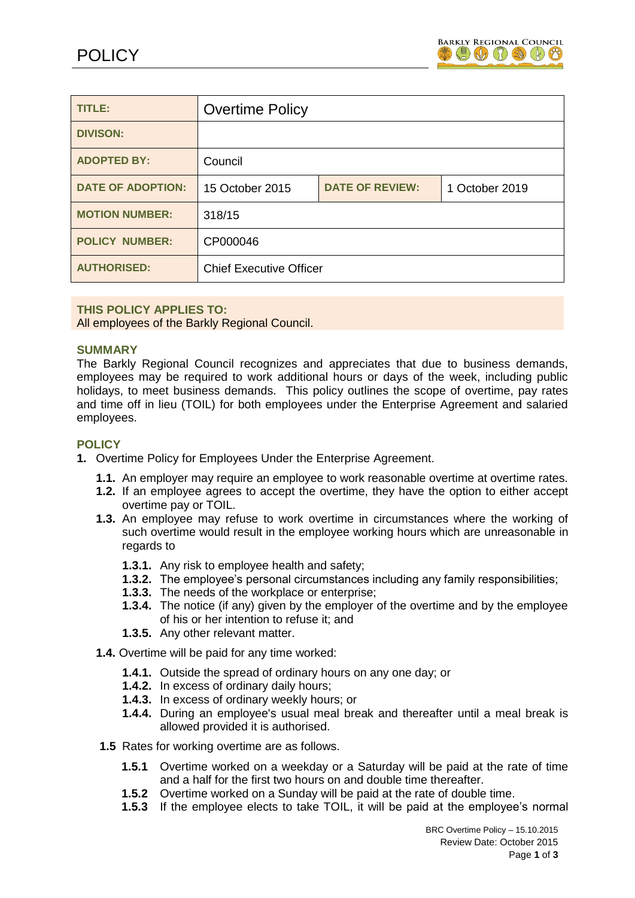# POLICY

| TITLE: | Overtime Policy | | |
|---|---|---|---|
| DIVISON: | | | |
| ADOPTED BY: | Council | | |
| DATE OF ADOPTION: | 15 October 2015 | DATE OF REVIEW: | 1 October 2019 |
| MOTION NUMBER: | 318/15 | | |
| POLICY NUMBER: | CP000046 | | |
| AUTHORISED: | Chief Executive Officer | | |

**THIS POLICY APPLIES TO:**
All employees of the Barkly Regional Council.

## SUMMARY

The Barkly Regional Council recognizes and appreciates that due to business demands, employees may be required to work additional hours or days of the week, including public holidays, to meet business demands. This policy outlines the scope of overtime, pay rates and time off in lieu (TOIL) for both employees under the Enterprise Agreement and salaried employees.

## POLICY

**1.** Overtime Policy for Employees Under the Enterprise Agreement.

- **1.1.** An employer may require an employee to work reasonable overtime at overtime rates.
- **1.2.** If an employee agrees to accept the overtime, they have the option to either accept overtime pay or TOIL.
- **1.3.** An employee may refuse to work overtime in circumstances where the working of such overtime would result in the employee working hours which are unreasonable in regards to
  - **1.3.1.** Any risk to employee health and safety;
  - **1.3.2.** The employee's personal circumstances including any family responsibilities;
  - **1.3.3.** The needs of the workplace or enterprise;
  - **1.3.4.** The notice (if any) given by the employer of the overtime and by the employee of his or her intention to refuse it; and
  - **1.3.5.** Any other relevant matter.
- **1.4.** Overtime will be paid for any time worked:
  - **1.4.1.** Outside the spread of ordinary hours on any one day; or
  - **1.4.2.** In excess of ordinary daily hours;
  - **1.4.3.** In excess of ordinary weekly hours; or
  - **1.4.4.** During an employee's usual meal break and thereafter until a meal break is allowed provided it is authorised.
- **1.5** Rates for working overtime are as follows.
  - **1.5.1** Overtime worked on a weekday or a Saturday will be paid at the rate of time and a half for the first two hours on and double time thereafter.
  - **1.5.2** Overtime worked on a Sunday will be paid at the rate of double time.
  - **1.5.3** If the employee elects to take TOIL, it will be paid at the employee's normal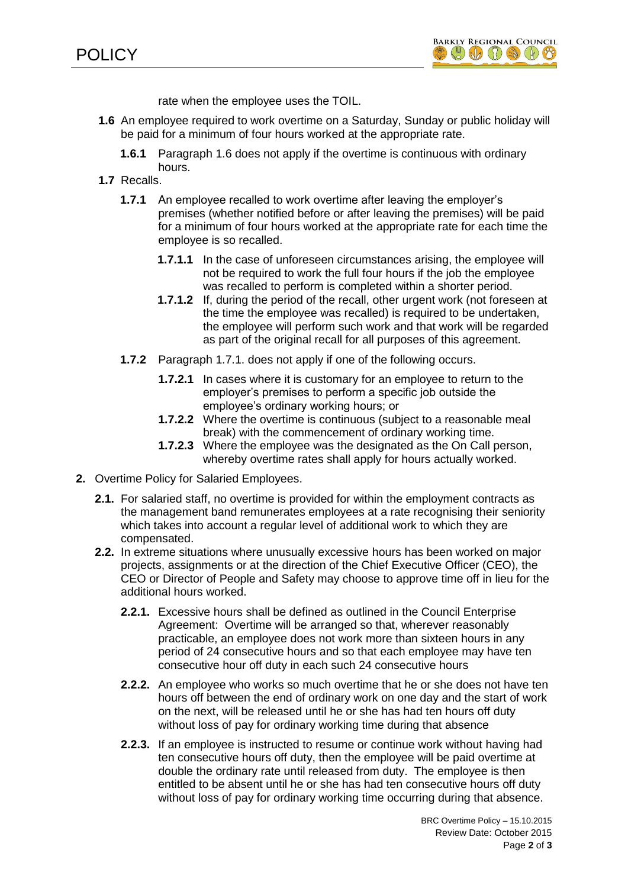rate when the employee uses the TOIL.

- **1.6** An employee required to work overtime on a Saturday, Sunday or public holiday will be paid for a minimum of four hours worked at the appropriate rate.
  - **1.6.1** Paragraph 1.6 does not apply if the overtime is continuous with ordinary hours.
- **1.7** Recalls.
  - **1.7.1** An employee recalled to work overtime after leaving the employer's premises (whether notified before or after leaving the premises) will be paid for a minimum of four hours worked at the appropriate rate for each time the employee is so recalled.
    - **1.7.1.1** In the case of unforeseen circumstances arising, the employee will not be required to work the full four hours if the job the employee was recalled to perform is completed within a shorter period.
    - **1.7.1.2** If, during the period of the recall, other urgent work (not foreseen at the time the employee was recalled) is required to be undertaken, the employee will perform such work and that work will be regarded as part of the original recall for all purposes of this agreement.
  - **1.7.2** Paragraph 1.7.1. does not apply if one of the following occurs.
    - **1.7.2.1** In cases where it is customary for an employee to return to the employer's premises to perform a specific job outside the employee's ordinary working hours; or
    - **1.7.2.2** Where the overtime is continuous (subject to a reasonable meal break) with the commencement of ordinary working time.
    - **1.7.2.3** Where the employee was the designated as the On Call person, whereby overtime rates shall apply for hours actually worked.

**2.** Overtime Policy for Salaried Employees.

- **2.1.** For salaried staff, no overtime is provided for within the employment contracts as the management band remunerates employees at a rate recognising their seniority which takes into account a regular level of additional work to which they are compensated.
- **2.2.** In extreme situations where unusually excessive hours has been worked on major projects, assignments or at the direction of the Chief Executive Officer (CEO), the CEO or Director of People and Safety may choose to approve time off in lieu for the additional hours worked.
  - **2.2.1.** Excessive hours shall be defined as outlined in the Council Enterprise Agreement: Overtime will be arranged so that, wherever reasonably practicable, an employee does not work more than sixteen hours in any period of 24 consecutive hours and so that each employee may have ten consecutive hour off duty in each such 24 consecutive hours
  - **2.2.2.** An employee who works so much overtime that he or she does not have ten hours off between the end of ordinary work on one day and the start of work on the next, will be released until he or she has had ten hours off duty without loss of pay for ordinary working time during that absence
  - **2.2.3.** If an employee is instructed to resume or continue work without having had ten consecutive hours off duty, then the employee will be paid overtime at double the ordinary rate until released from duty. The employee is then entitled to be absent until he or she has had ten consecutive hours off duty without loss of pay for ordinary working time occurring during that absence.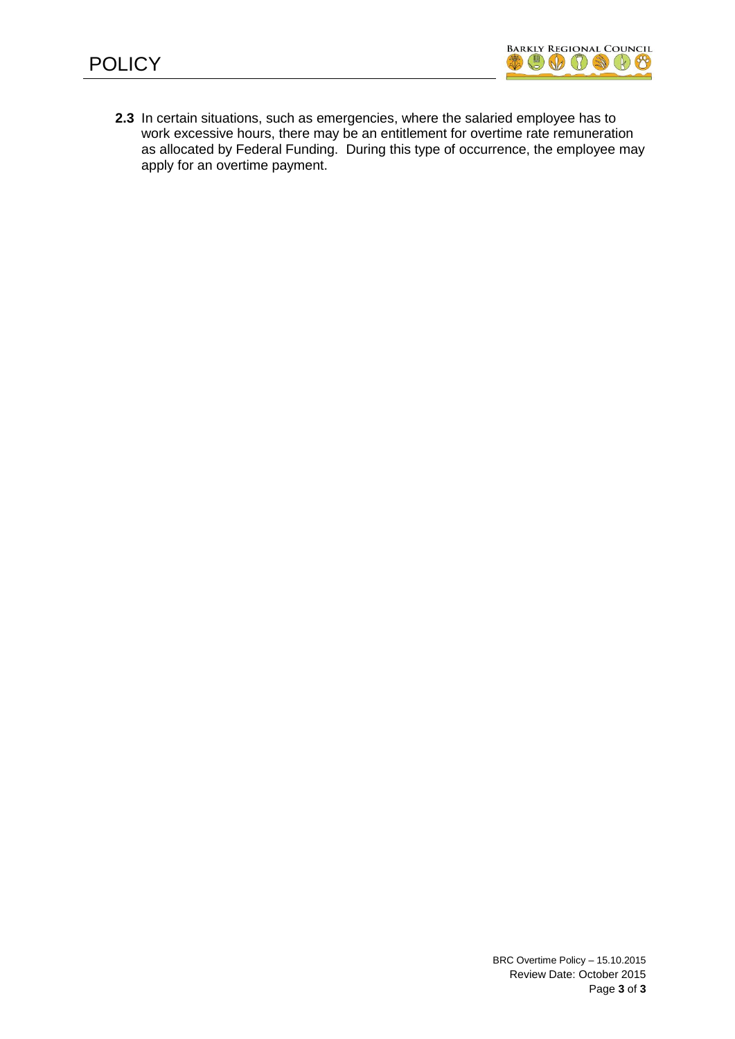**2.3** In certain situations, such as emergencies, where the salaried employee has to work excessive hours, there may be an entitlement for overtime rate remuneration as allocated by Federal Funding. During this type of occurrence, the employee may apply for an overtime payment.